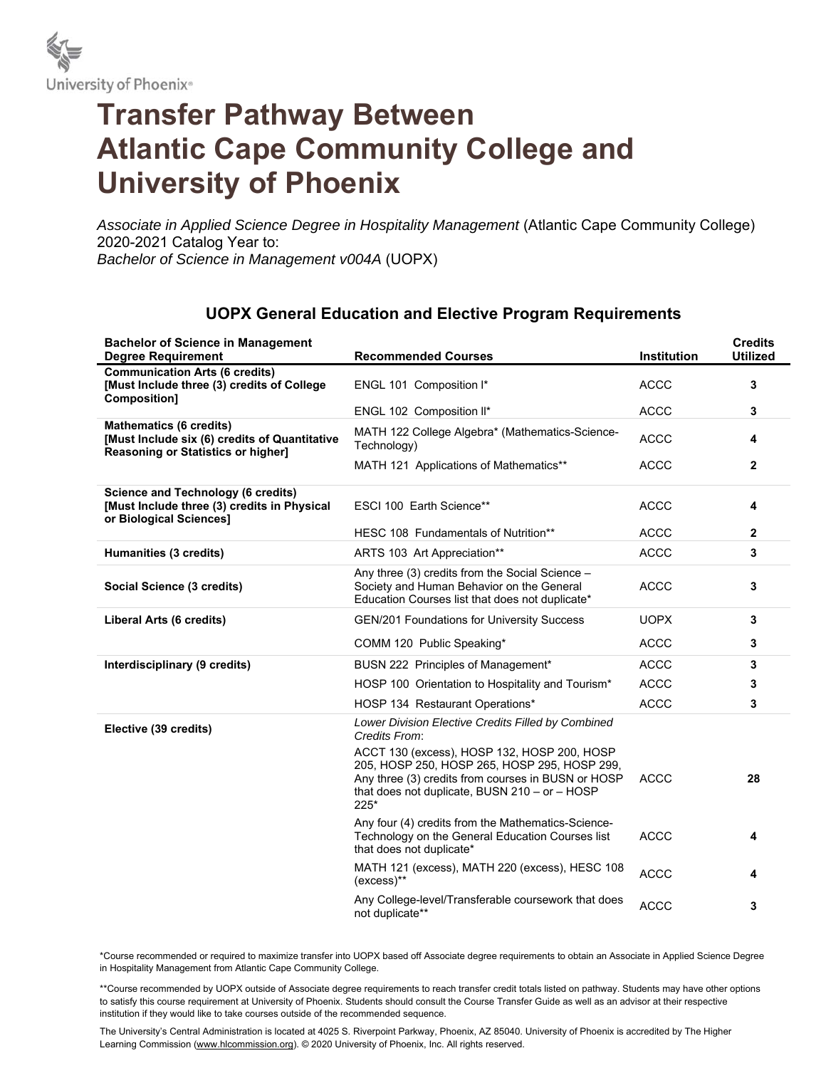University of Phoenix®

# Transfer Pathway Between Atlantic Cape Community College and University of Phoenix

*Associate in Applied Science Degree in Hospitality Management* (Atlantic Cape Community College) 2020-2021 Catalog Year to:
*Bachelor of Science in Management v004A* (UOPX)

## UOPX General Education and Elective Program Requirements

| Bachelor of Science in Management Degree Requirement | Recommended Courses | Institution | Credits Utilized |
|---|---|---|---|
| **Communication Arts (6 credits) [Must Include three (3) credits of College Composition]** | ENGL 101 Composition I* | ACCC | **3** |
| | ENGL 102 Composition II* | ACCC | **3** |
| **Mathematics (6 credits) [Must Include six (6) credits of Quantitative Reasoning or Statistics or higher]** | MATH 122 College Algebra* (Mathematics-Science-Technology) | ACCC | **4** |
| | MATH 121 Applications of Mathematics** | ACCC | **2** |
| **Science and Technology (6 credits) [Must Include three (3) credits in Physical or Biological Sciences]** | ESCI 100 Earth Science** | ACCC | **4** |
| | HESC 108 Fundamentals of Nutrition** | ACCC | **2** |
| **Humanities (3 credits)** | ARTS 103 Art Appreciation** | ACCC | **3** |
| **Social Science (3 credits)** | Any three (3) credits from the Social Science – Society and Human Behavior on the General Education Courses list that does not duplicate* | ACCC | **3** |
| **Liberal Arts (6 credits)** | GEN/201 Foundations for University Success | UOPX | **3** |
| | COMM 120 Public Speaking* | ACCC | **3** |
| **Interdisciplinary (9 credits)** | BUSN 222 Principles of Management* | ACCC | **3** |
| | HOSP 100 Orientation to Hospitality and Tourism* | ACCC | **3** |
| | HOSP 134 Restaurant Operations* | ACCC | **3** |
| **Elective (39 credits)** | *Lower Division Elective Credits Filled by Combined Credits From*: ACCT 130 (excess), HOSP 132, HOSP 200, HOSP 205, HOSP 250, HOSP 265, HOSP 295, HOSP 299, Any three (3) credits from courses in BUSN or HOSP that does not duplicate, BUSN 210 – or – HOSP 225* | ACCC | **28** |
| | Any four (4) credits from the Mathematics-Science-Technology on the General Education Courses list that does not duplicate* | ACCC | **4** |
| | MATH 121 (excess), MATH 220 (excess), HESC 108 (excess)** | ACCC | **4** |
| | Any College-level/Transferable coursework that does not duplicate** | ACCC | **3** |

*Course recommended or required to maximize transfer into UOPX based off Associate degree requirements to obtain an Associate in Applied Science Degree in Hospitality Management from Atlantic Cape Community College.

**Course recommended by UOPX outside of Associate degree requirements to reach transfer credit totals listed on pathway. Students may have other options to satisfy this course requirement at University of Phoenix. Students should consult the Course Transfer Guide as well as an advisor at their respective institution if they would like to take courses outside of the recommended sequence.

The University's Central Administration is located at 4025 S. Riverpoint Parkway, Phoenix, AZ 85040. University of Phoenix is accredited by The Higher Learning Commission (www.hlcommission.org). © 2020 University of Phoenix, Inc. All rights reserved.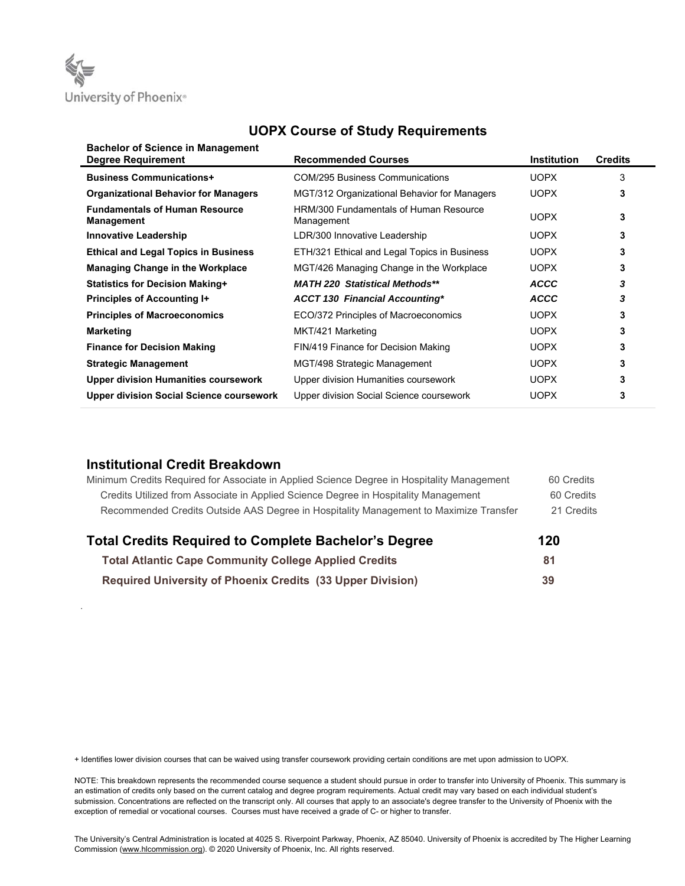University of Phoenix®

## UOPX Course of Study Requirements

| Bachelor of Science in Management Degree Requirement | Recommended Courses | Institution | Credits |
|---|---|---|---|
| **Business Communications+** | COM/295 Business Communications | UOPX | 3 |
| **Organizational Behavior for Managers** | MGT/312 Organizational Behavior for Managers | UOPX | **3** |
| **Fundamentals of Human Resource Management** | HRM/300 Fundamentals of Human Resource Management | UOPX | **3** |
| **Innovative Leadership** | LDR/300 Innovative Leadership | UOPX | **3** |
| **Ethical and Legal Topics in Business** | ETH/321 Ethical and Legal Topics in Business | UOPX | **3** |
| **Managing Change in the Workplace** | MGT/426 Managing Change in the Workplace | UOPX | **3** |
| **Statistics for Decision Making+** | ***MATH 220 Statistical Methods**** | ***ACCC*** | ***3*** |
| **Principles of Accounting I+** | ***ACCT 130 Financial Accounting**** | ***ACCC*** | ***3*** |
| **Principles of Macroeconomics** | ECO/372 Principles of Macroeconomics | UOPX | **3** |
| **Marketing** | MKT/421 Marketing | UOPX | **3** |
| **Finance for Decision Making** | FIN/419 Finance for Decision Making | UOPX | **3** |
| **Strategic Management** | MGT/498 Strategic Management | UOPX | **3** |
| **Upper division Humanities coursework** | Upper division Humanities coursework | UOPX | **3** |
| **Upper division Social Science coursework** | Upper division Social Science coursework | UOPX | **3** |

### Institutional Credit Breakdown

| | |
|---|---|
| Minimum Credits Required for Associate in Applied Science Degree in Hospitality Management | 60 Credits |
| Credits Utilized from Associate in Applied Science Degree in Hospitality Management | 60 Credits |
| Recommended Credits Outside AAS Degree in Hospitality Management to Maximize Transfer | 21 Credits |

| | |
|---|---|
| **Total Credits Required to Complete Bachelor's Degree** | **120** |
| **Total Atlantic Cape Community College Applied Credits** | **81** |
| **Required University of Phoenix Credits (33 Upper Division)** | **39** |

+ Identifies lower division courses that can be waived using transfer coursework providing certain conditions are met upon admission to UOPX.

NOTE: This breakdown represents the recommended course sequence a student should pursue in order to transfer into University of Phoenix. This summary is an estimation of credits only based on the current catalog and degree program requirements. Actual credit may vary based on each individual student's submission. Concentrations are reflected on the transcript only. All courses that apply to an associate's degree transfer to the University of Phoenix with the exception of remedial or vocational courses. Courses must have received a grade of C- or higher to transfer.

The University's Central Administration is located at 4025 S. Riverpoint Parkway, Phoenix, AZ 85040. University of Phoenix is accredited by The Higher Learning Commission (www.hlcommission.org). © 2020 University of Phoenix, Inc. All rights reserved.